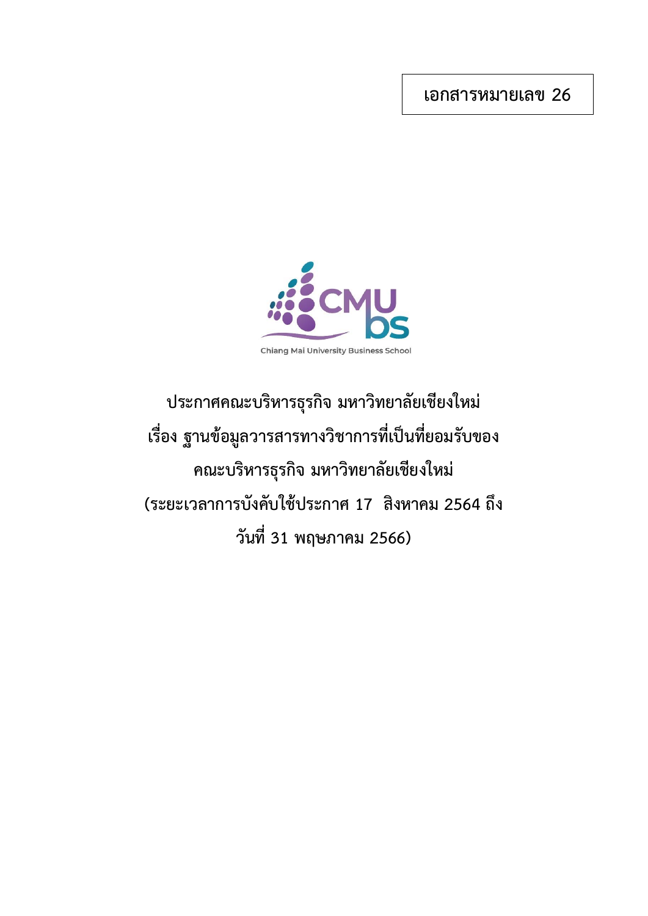**เอกสารหมายเลข 26**

Chiang Mai University Business School

# ประกาศคณะบริหารธุรกิจ มหาวิทยาลัยเชียงใหม่
# เรื่อง ฐานข้อมูลวารสารทางวิชาการที่เป็นที่ยอมรับของ
# คณะบริหารธุรกิจ มหาวิทยาลัยเชียงใหม่
# (ระยะเวลาการบังคับใช้ประกาศ 17 สิงหาคม 2564 ถึง
# วันที่ 31 พฤษภาคม 2566)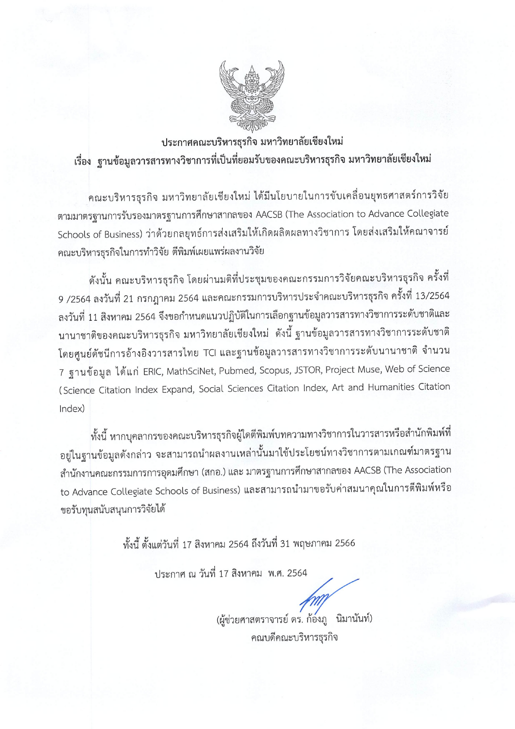**ประกาศคณะบริหารธุรกิจ มหาวิทยาลัยเชียงใหม่**

**เรื่อง ฐานข้อมูลวารสารทางวิชาการที่เป็นที่ยอมรับของคณะบริหารธุรกิจ มหาวิทยาลัยเชียงใหม่**

คณะบริหารธุรกิจ มหาวิทยาลัยเชียงใหม่ ได้มีนโยบายในการขับเคลื่อนยุทธศาสตร์การวิจัย ตามมาตรฐานการรับรองมาตรฐานการศึกษาสากลของ AACSB (The Association to Advance Collegiate Schools of Business) ว่าด้วยกลยุทธ์การส่งเสริมให้เกิดผลิตผลทางวิชาการ โดยส่งเสริมให้คณาจารย์คณะบริหารธุรกิจในการทำวิจัย ตีพิมพ์เผยแพร่ผลงานวิจัย

ดังนั้น คณะบริหารธุรกิจ โดยผ่านมติที่ประชุมของคณะกรรมการวิจัยคณะบริหารธุรกิจ ครั้งที่ 9 /2564 ลงวันที่ 21 กรกฎาคม 2564 และคณะกรรมการบริหารประจำคณะบริหารธุรกิจ ครั้งที่ 13/2564 ลงวันที่ 11 สิงหาคม 2564 จึงขอกำหนดแนวปฏิบัติในการเลือกฐานข้อมูลวารสารทางวิชาการระดับชาติและนานาชาติของคณะบริหารธุรกิจ มหาวิทยาลัยเชียงใหม่ ดังนี้ ฐานข้อมูลวารสารทางวิชาการระดับชาติ โดยศูนย์ดัชนีการอ้างอิงวารสารไทย TCI และฐานข้อมูลวารสารทางวิชาการระดับนานาชาติ จำนวน 7 ฐานข้อมูล ได้แก่ ERIC, MathSciNet, Pubmed, Scopus, JSTOR, Project Muse, Web of Science (Science Citation Index Expand, Social Sciences Citation Index, Art and Humanities Citation Index)

ทั้งนี้ หากบุคลากรของคณะบริหารธุรกิจผู้ใดตีพิมพ์บทความทางวิชาการในวารสารหรือสำนักพิมพ์ที่อยู่ในฐานข้อมูลดังกล่าว จะสามารถนำผลงานเหล่านั้นมาใช้ประโยชน์ทางวิชาการตามเกณฑ์มาตรฐานสำนักงานคณะกรรมการการอุดมศึกษา (สกอ.) และ มาตรฐานการศึกษาสากลของ AACSB (The Association to Advance Collegiate Schools of Business) และสามารถนำมาขอรับค่าสมนาคุณในการตีพิมพ์หรือขอรับทุนสนับสนุนการวิจัยได้

ทั้งนี้ ตั้งแต่วันที่ 17 สิงหาคม 2564 ถึงวันที่ 31 พฤษภาคม 2566

ประกาศ ณ วันที่ 17 สิงหาคม พ.ศ. 2564

(ผู้ช่วยศาสตราจารย์ ดร. ก้องภู นิมานันท์)

คณบดีคณะบริหารธุรกิจ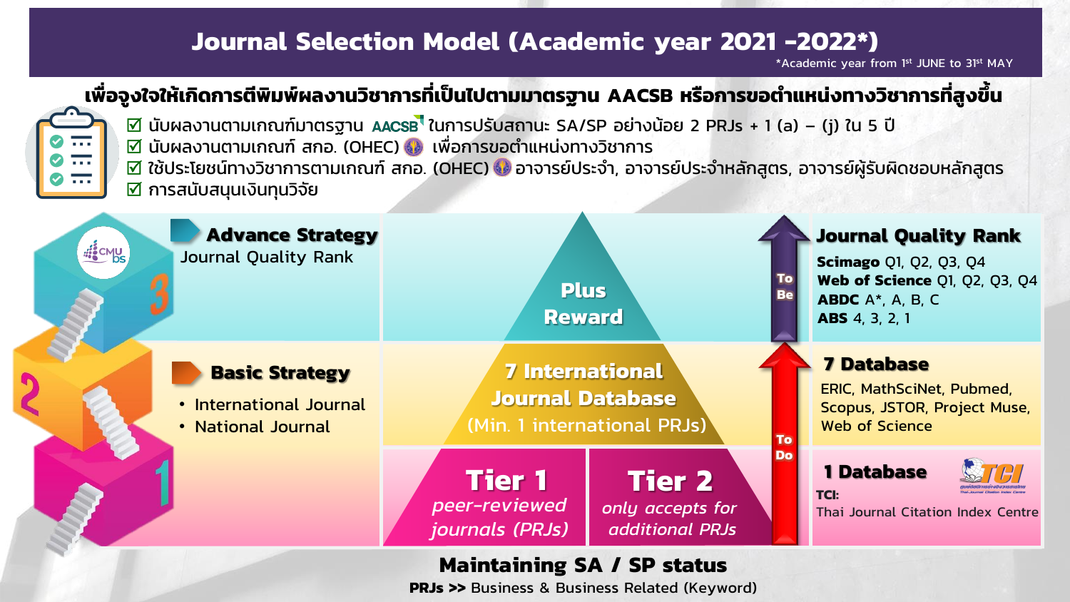# Journal Selection Model (Academic year 2021 -2022*)

*Academic year from 1st JUNE to 31st MAY

**เพื่อจูงใจให้เกิดการตีพิมพ์ผลงานวิชาการที่เป็นไปตามมาตรฐาน AACSB หรือการขอตำแหน่งทางวิชาการที่สูงขึ้น**

- ☑ นับผลงานตามเกณฑ์มาตรฐาน AACSB ในการปรับสถานะ SA/SP อย่างน้อย 2 PRJs + 1 (a) – (j) ใน 5 ปี
- ☑ นับผลงานตามเกณฑ์ สกอ. (OHEC) เพื่อการขอตำแหน่งทางวิชาการ
- ☑ ใช้ประโยชน์ทางวิชาการตามเกณฑ์ สกอ. (OHEC) อาจารย์ประจำ, อาจารย์ประจำหลักสูตร, อาจารย์ผู้รับผิดชอบหลักสูตร
- ☑ การสนับสนุนเงินทุนวิจัย

## 3 — Advance Strategy

Journal Quality Rank

**Plus Reward**

**To Be**

### Journal Quality Rank

- **Scimago** Q1, Q2, Q3, Q4
- **Web of Science** Q1, Q2, Q3, Q4
- **ABDC** A*, A, B, C
- **ABS** 4, 3, 2, 1

## 2 — Basic Strategy

- International Journal
- National Journal

**7 International Journal Database**
(Min. 1 international PRJs)

**To Do**

### 7 Database

ERIC, MathSciNet, Pubmed, Scopus, JSTOR, Project Muse, Web of Science

## 1

**Tier 1** *peer-reviewed journals (PRJs)*

**Tier 2** *only accepts for additional PRJs*

### 1 Database

**TCI:** Thai Journal Citation Index Centre

**Maintaining SA / SP status**

**PRJs >>** Business & Business Related (Keyword)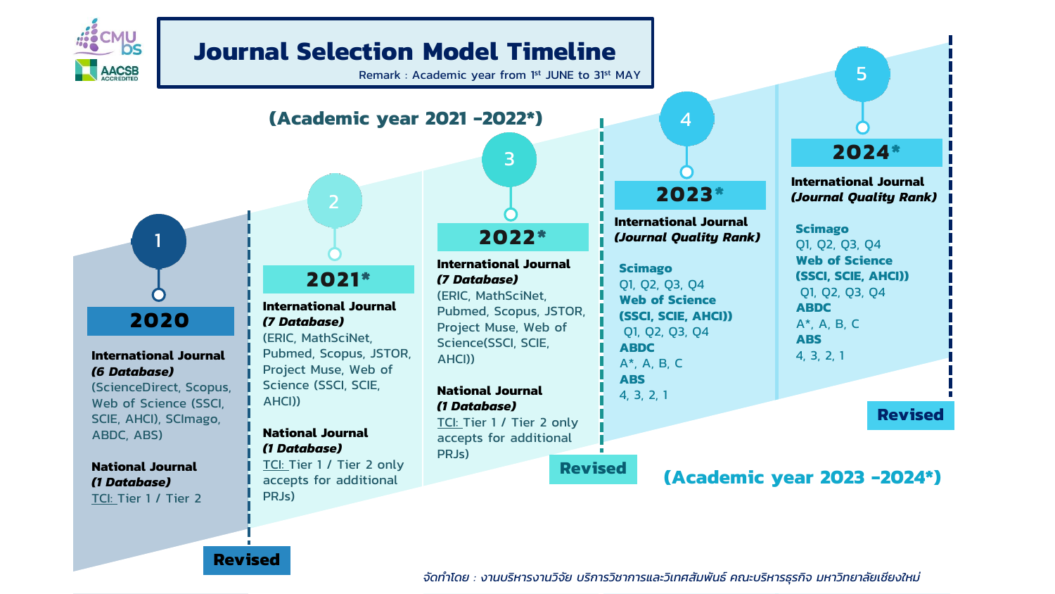# Journal Selection Model Timeline

Remark : Academic year from 1st JUNE to 31st MAY

**(Academic year 2021 -2022*)**

## 1 — 2020

**International Journal**
***(6 Database)***
(ScienceDirect, Scopus, Web of Science (SSCI, SCIE, AHCI), SCImago, ABDC, ABS)

**National Journal**
***(1 Database)***
TCI: Tier 1 / Tier 2

**Revised**

## 2 — 2021*

**International Journal**
***(7 Database)***
(ERIC, MathSciNet, Pubmed, Scopus, JSTOR, Project Muse, Web of Science (SSCI, SCIE, AHCI))

**National Journal**
***(1 Database)***
TCI: Tier 1 / Tier 2 only accepts for additional PRJs)

## 3 — 2022*

**International Journal**
***(7 Database)***
(ERIC, MathSciNet, Pubmed, Scopus, JSTOR, Project Muse, Web of Science(SSCI, SCIE, AHCI))

**National Journal**
***(1 Database)***
TCI: Tier 1 / Tier 2 only accepts for additional PRJs)

**Revised**

## 4 — 2023*

**International Journal**
***(Journal Quality Rank)***

**Scimago**
Q1, Q2, Q3, Q4
**Web of Science (SSCI, SCIE, AHCI))**
Q1, Q2, Q3, Q4
**ABDC**
A*, A, B, C
**ABS**
4, 3, 2, 1

## 5 — 2024*

**International Journal**
***(Journal Quality Rank)***

**Scimago**
Q1, Q2, Q3, Q4
**Web of Science (SSCI, SCIE, AHCI))**
Q1, Q2, Q3, Q4
**ABDC**
A*, A, B, C
**ABS**
4, 3, 2, 1

**Revised**

**(Academic year 2023 -2024*)**

*จัดทำโดย : งานบริหารงานวิจัย บริการวิชาการและวิเทศสัมพันธ์ คณะบริหารธุรกิจ มหาวิทยาลัยเชียงใหม่*